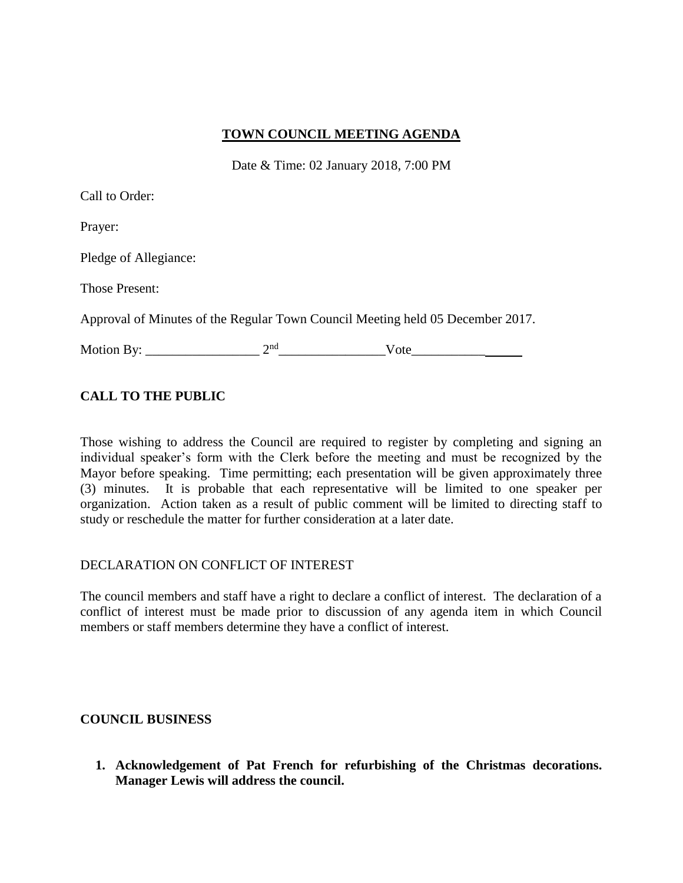# TOWN COUNCIL MEETING AGENDA

Date & Time: 02 January 2018, 7:00 PM

Call to Order:

Prayer:

Pledge of Allegiance:

Those Present:

Approval of Minutes of the Regular Town Council Meeting held 05 December 2017.

Motion By: _________________ 2nd________________Vote________________

## CALL TO THE PUBLIC

Those wishing to address the Council are required to register by completing and signing an individual speaker's form with the Clerk before the meeting and must be recognized by the Mayor before speaking. Time permitting; each presentation will be given approximately three (3) minutes. It is probable that each representative will be limited to one speaker per organization. Action taken as a result of public comment will be limited to directing staff to study or reschedule the matter for further consideration at a later date.

DECLARATION ON CONFLICT OF INTEREST

The council members and staff have a right to declare a conflict of interest. The declaration of a conflict of interest must be made prior to discussion of any agenda item in which Council members or staff members determine they have a conflict of interest.

## COUNCIL BUSINESS

1. **Acknowledgement of Pat French for refurbishing of the Christmas decorations. Manager Lewis will address the council.**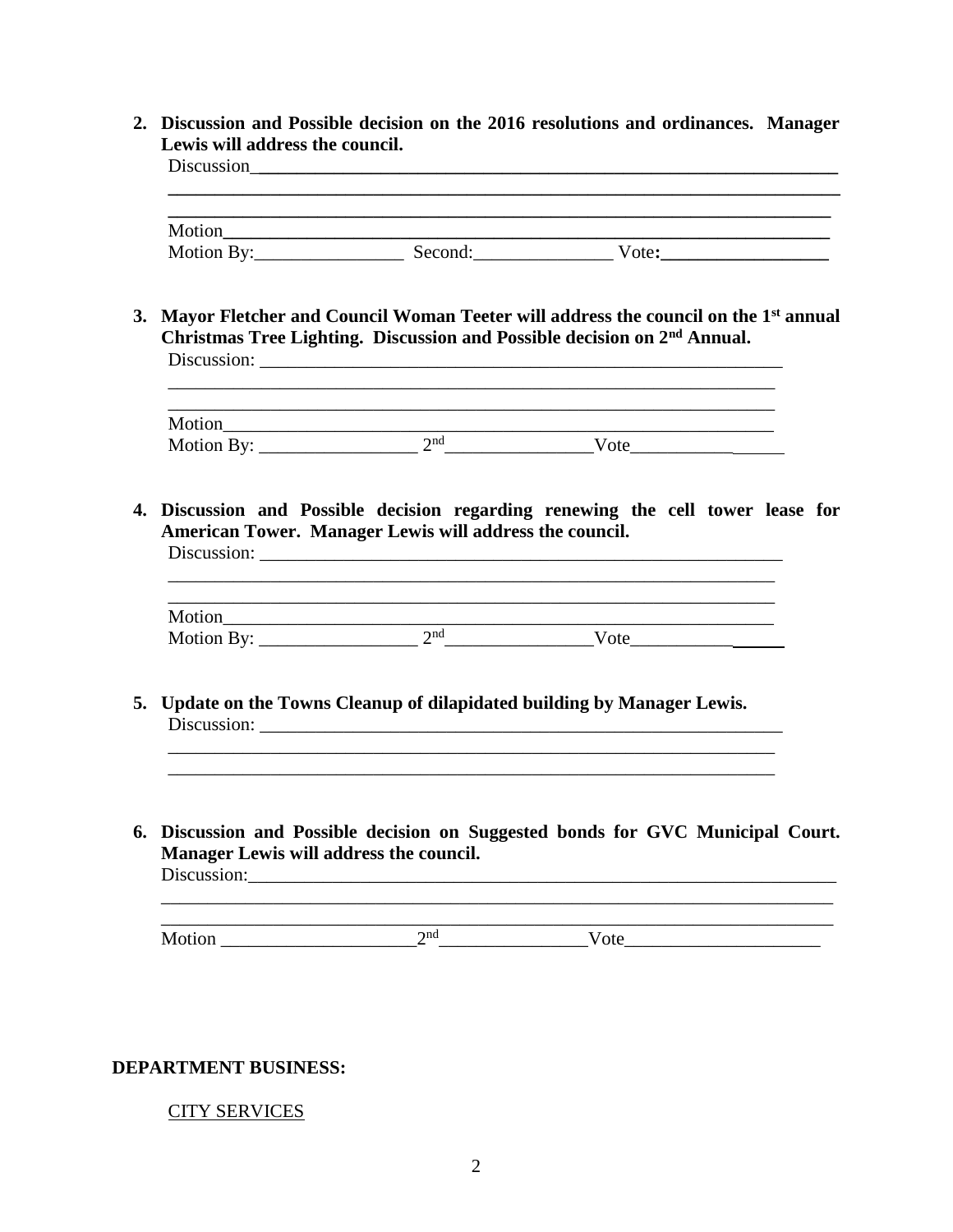2. **Discussion and Possible decision on the 2016 resolutions and ordinances. Manager Lewis will address the council.**

   Discussion___________________________________________________________________

   ____________________________________________________________________________

   ____________________________________________________________________________

   Motion______________________________________________________________________

   Motion By:________________ Second:_______________ Vote:__________________

3. **Mayor Fletcher and Council Woman Teeter will address the council on the 1st annual Christmas Tree Lighting. Discussion and Possible decision on 2nd Annual.**

   Discussion: ___________________________________________________________

   ____________________________________________________________________

   ____________________________________________________________________

   Motion______________________________________________________________

   Motion By: _________________ 2nd________________Vote_________________

4. **Discussion and Possible decision regarding renewing the cell tower lease for American Tower. Manager Lewis will address the council.**

   Discussion: ___________________________________________________________

   ____________________________________________________________________

   ____________________________________________________________________

   Motion______________________________________________________________

   Motion By: _________________ 2nd________________Vote_________________

5. **Update on the Towns Cleanup of dilapidated building by Manager Lewis.**

   Discussion: ___________________________________________________________

   ____________________________________________________________________

   ____________________________________________________________________

6. **Discussion and Possible decision on Suggested bonds for GVC Municipal Court. Manager Lewis will address the council.**

   Discussion:_____________________________________________________________

   ______________________________________________________________________

   ______________________________________________________________________

   Motion _____________________2nd________________Vote_____________________

**DEPARTMENT BUSINESS:**

<u>CITY SERVICES</u>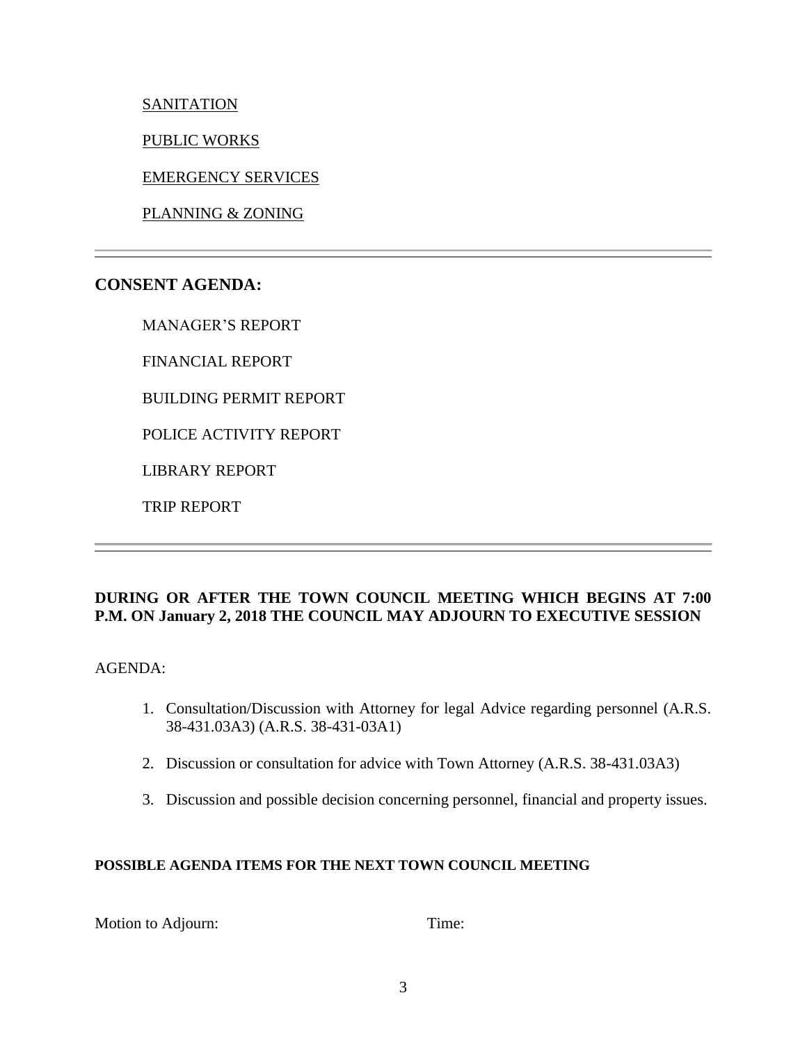SANITATION

PUBLIC WORKS

EMERGENCY SERVICES

PLANNING & ZONING

---

## CONSENT AGENDA:

MANAGER'S REPORT

FINANCIAL REPORT

BUILDING PERMIT REPORT

POLICE ACTIVITY REPORT

LIBRARY REPORT

TRIP REPORT

---

**DURING OR AFTER THE TOWN COUNCIL MEETING WHICH BEGINS AT 7:00 P.M. ON January 2, 2018 THE COUNCIL MAY ADJOURN TO EXECUTIVE SESSION**

AGENDA:

1. Consultation/Discussion with Attorney for legal Advice regarding personnel (A.R.S. 38-431.03A3) (A.R.S. 38-431-03A1)
2. Discussion or consultation for advice with Town Attorney (A.R.S. 38-431.03A3)
3. Discussion and possible decision concerning personnel, financial and property issues.

**POSSIBLE AGENDA ITEMS FOR THE NEXT TOWN COUNCIL MEETING**

Motion to Adjourn: Time: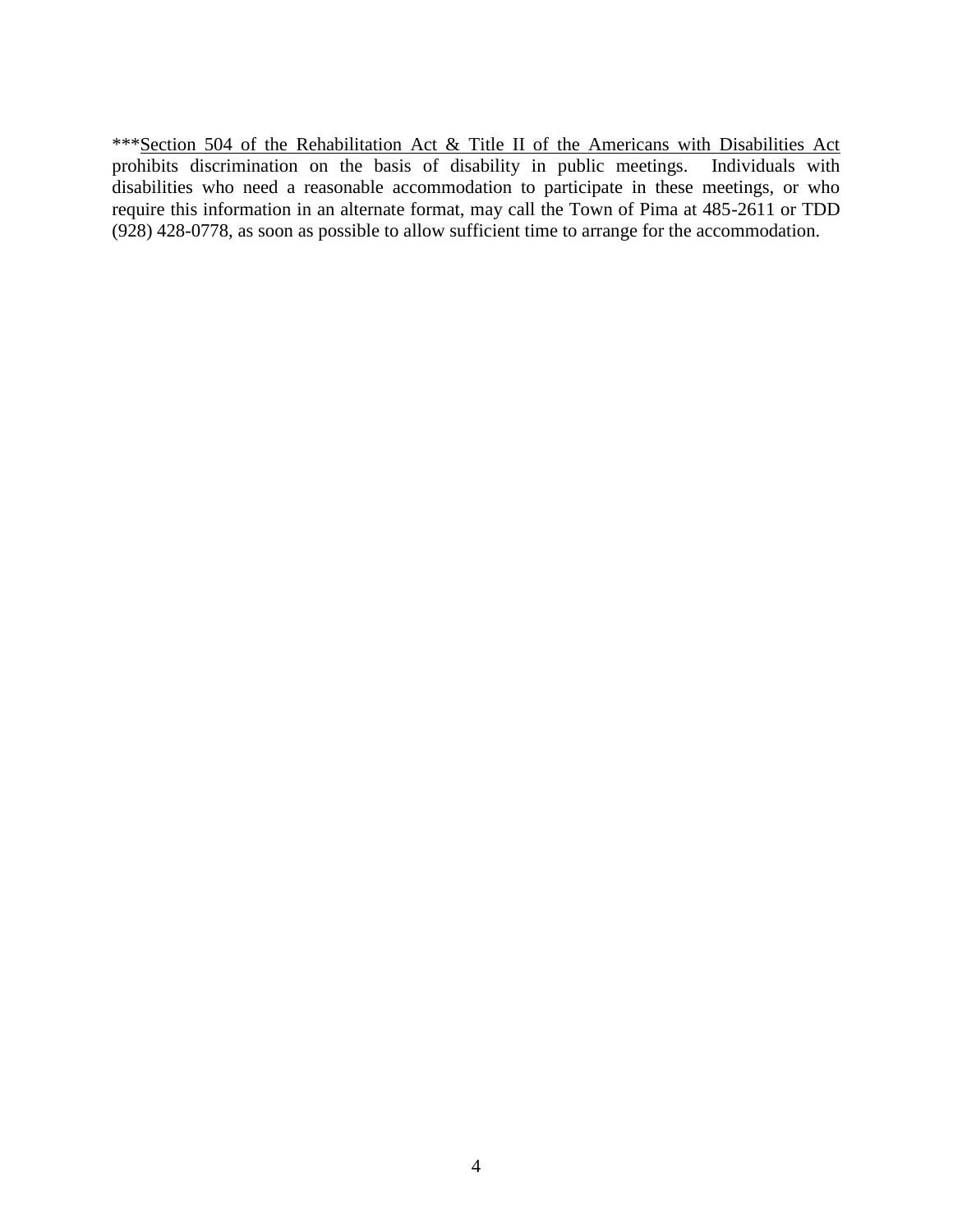***<u>Section 504 of the Rehabilitation Act & Title II of the Americans with Disabilities Act</u> prohibits discrimination on the basis of disability in public meetings. Individuals with disabilities who need a reasonable accommodation to participate in these meetings, or who require this information in an alternate format, may call the Town of Pima at 485-2611 or TDD (928) 428-0778, as soon as possible to allow sufficient time to arrange for the accommodation.